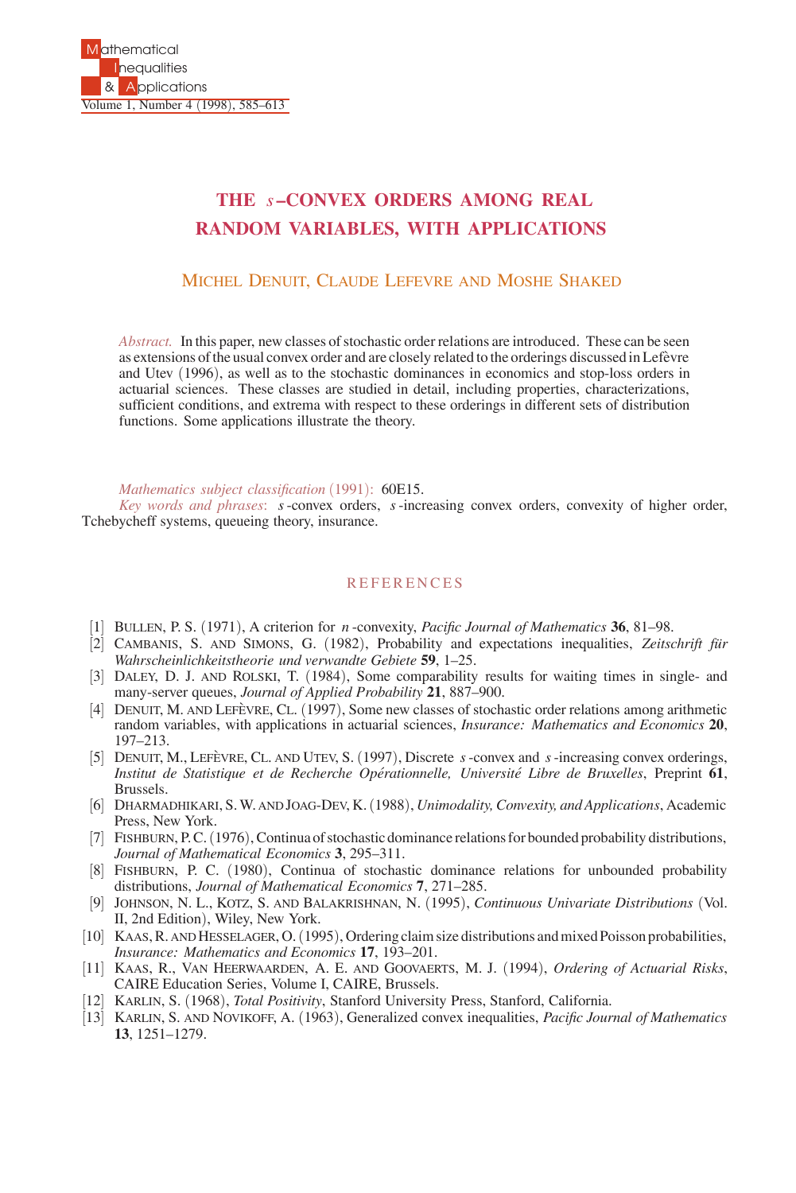# THE $s$–CONVEX ORDERS AMONG REAL RANDOM VARIABLES, WITH APPLICATIONS

MICHEL DENUIT, CLAUDE LEFEVRE AND MOSHE SHAKED

*Abstract.* In this paper, new classes of stochastic order relations are introduced. These can be seen as extensions of the usual convex order and are closely related to the orderings discussed in Lefèvre and Utev (1996), as well as to the stochastic dominances in economics and stop-loss orders in actuarial sciences. These classes are studied in detail, including properties, characterizations, sufficient conditions, and extrema with respect to these orderings in different sets of distribution functions. Some applications illustrate the theory.

*Mathematics subject classification* (1991): 60E15.

*Key words and phrases*: $s$-convex orders, $s$-increasing convex orders, convexity of higher order, Tchebycheff systems, queueing theory, insurance.

## REFERENCES

[1] BULLEN, P. S. (1971), A criterion for $n$-convexity, *Pacific Journal of Mathematics* **36**, 81–98.

[2] CAMBANIS, S. AND SIMONS, G. (1982), Probability and expectations inequalities, *Zeitschrift für Wahrscheinlichkeitstheorie und verwandte Gebiete* **59**, 1–25.

[3] DALEY, D. J. AND ROLSKI, T. (1984), Some comparability results for waiting times in single- and many-server queues, *Journal of Applied Probability* **21**, 887–900.

[4] DENUIT, M. AND LEFÈVRE, CL. (1997), Some new classes of stochastic order relations among arithmetic random variables, with applications in actuarial sciences, *Insurance: Mathematics and Economics* **20**, 197–213.

[5] DENUIT, M., LEFÈVRE, CL. AND UTEV, S. (1997), Discrete $s$-convex and $s$-increasing convex orderings, *Institut de Statistique et de Recherche Opérationnelle, Université Libre de Bruxelles*, Preprint **61**, Brussels.

[6] DHARMADHIKARI, S. W. AND JOAG-DEV, K. (1988), *Unimodality, Convexity, and Applications*, Academic Press, New York.

[7] FISHBURN, P. C. (1976), Continua of stochastic dominance relations for bounded probability distributions, *Journal of Mathematical Economics* **3**, 295–311.

[8] FISHBURN, P. C. (1980), Continua of stochastic dominance relations for unbounded probability distributions, *Journal of Mathematical Economics* **7**, 271–285.

[9] JOHNSON, N. L., KOTZ, S. AND BALAKRISHNAN, N. (1995), *Continuous Univariate Distributions* (Vol. II, 2nd Edition), Wiley, New York.

[10] KAAS, R. AND HESSELAGER, O. (1995), Ordering claim size distributions and mixed Poisson probabilities, *Insurance: Mathematics and Economics* **17**, 193–201.

[11] KAAS, R., VAN HEERWAARDEN, A. E. AND GOOVAERTS, M. J. (1994), *Ordering of Actuarial Risks*, CAIRE Education Series, Volume I, CAIRE, Brussels.

[12] KARLIN, S. (1968), *Total Positivity*, Stanford University Press, Stanford, California.

[13] KARLIN, S. AND NOVIKOFF, A. (1963), Generalized convex inequalities, *Pacific Journal of Mathematics* **13**, 1251–1279.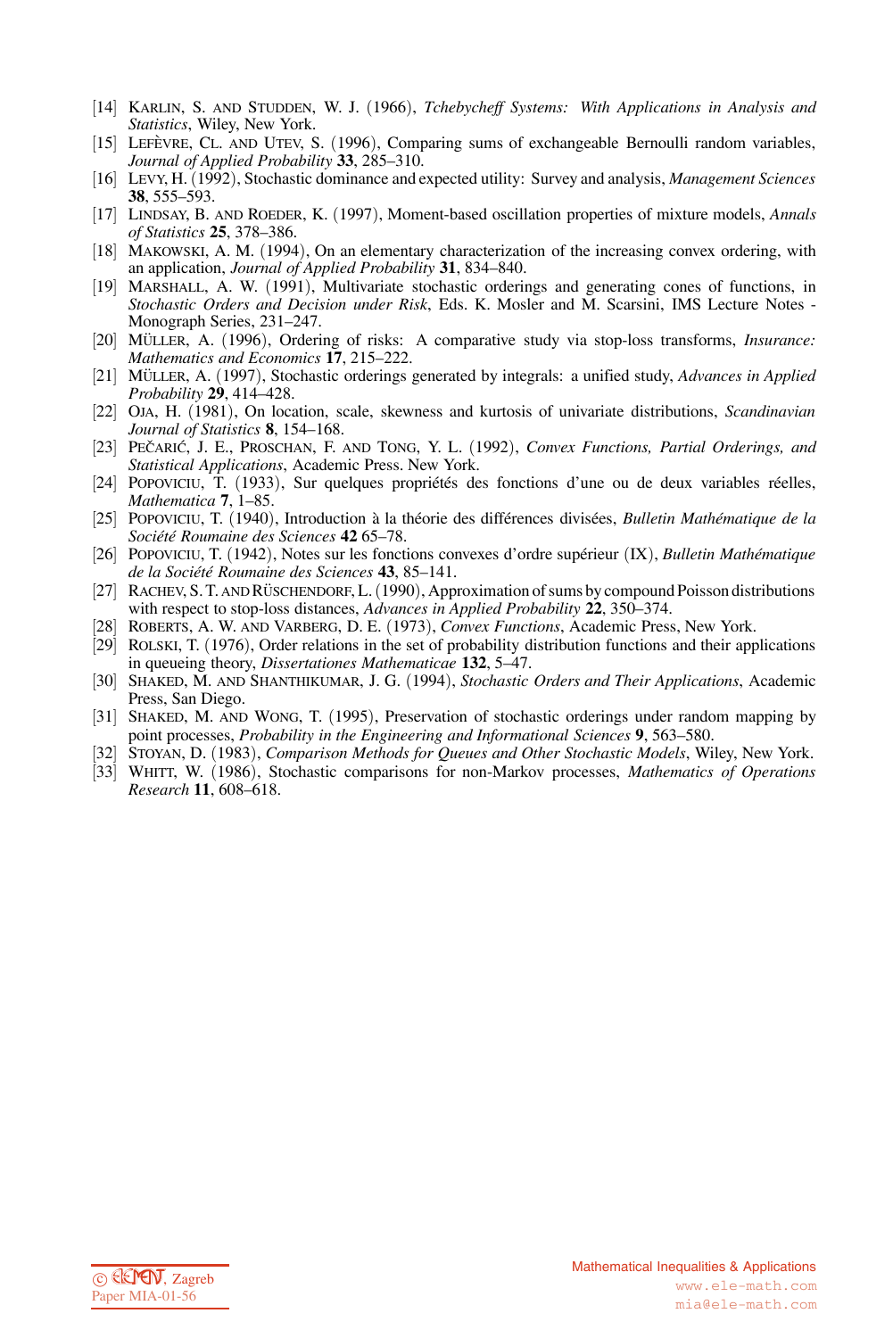[14] Karlin, S. and Studden, W. J. (1966), *Tchebycheff Systems: With Applications in Analysis and Statistics*, Wiley, New York.

[15] Lefèvre, Cl. and Utev, S. (1996), Comparing sums of exchangeable Bernoulli random variables, *Journal of Applied Probability* **33**, 285–310.

[16] Levy, H. (1992), Stochastic dominance and expected utility: Survey and analysis, *Management Sciences* **38**, 555–593.

[17] Lindsay, B. and Roeder, K. (1997), Moment-based oscillation properties of mixture models, *Annals of Statistics* **25**, 378–386.

[18] Makowski, A. M. (1994), On an elementary characterization of the increasing convex ordering, with an application, *Journal of Applied Probability* **31**, 834–840.

[19] Marshall, A. W. (1991), Multivariate stochastic orderings and generating cones of functions, in *Stochastic Orders and Decision under Risk*, Eds. K. Mosler and M. Scarsini, IMS Lecture Notes - Monograph Series, 231–247.

[20] Müller, A. (1996), Ordering of risks: A comparative study via stop-loss transforms, *Insurance: Mathematics and Economics* **17**, 215–222.

[21] Müller, A. (1997), Stochastic orderings generated by integrals: a unified study, *Advances in Applied Probability* **29**, 414–428.

[22] Oja, H. (1981), On location, scale, skewness and kurtosis of univariate distributions, *Scandinavian Journal of Statistics* **8**, 154–168.

[23] Pečarić, J. E., Proschan, F. and Tong, Y. L. (1992), *Convex Functions, Partial Orderings, and Statistical Applications*, Academic Press. New York.

[24] Popoviciu, T. (1933), Sur quelques propriétés des fonctions d'une ou de deux variables réelles, *Mathematica* **7**, 1–85.

[25] Popoviciu, T. (1940), Introduction à la théorie des différences divisées, *Bulletin Mathématique de la Société Roumaine des Sciences* **42** 65–78.

[26] Popoviciu, T. (1942), Notes sur les fonctions convexes d'ordre supérieur (IX), *Bulletin Mathématique de la Société Roumaine des Sciences* **43**, 85–141.

[27] Rachev, S. T. and Rüschendorf, L. (1990), Approximation of sums by compound Poisson distributions with respect to stop-loss distances, *Advances in Applied Probability* **22**, 350–374.

[28] Roberts, A. W. and Varberg, D. E. (1973), *Convex Functions*, Academic Press, New York.

[29] Rolski, T. (1976), Order relations in the set of probability distribution functions and their applications in queueing theory, *Dissertationes Mathematicae* **132**, 5–47.

[30] Shaked, M. and Shanthikumar, J. G. (1994), *Stochastic Orders and Their Applications*, Academic Press, San Diego.

[31] Shaked, M. and Wong, T. (1995), Preservation of stochastic orderings under random mapping by point processes, *Probability in the Engineering and Informational Sciences* **9**, 563–580.

[32] Stoyan, D. (1983), *Comparison Methods for Queues and Other Stochastic Models*, Wiley, New York.

[33] Whitt, W. (1986), Stochastic comparisons for non-Markov processes, *Mathematics of Operations Research* **11**, 608–618.